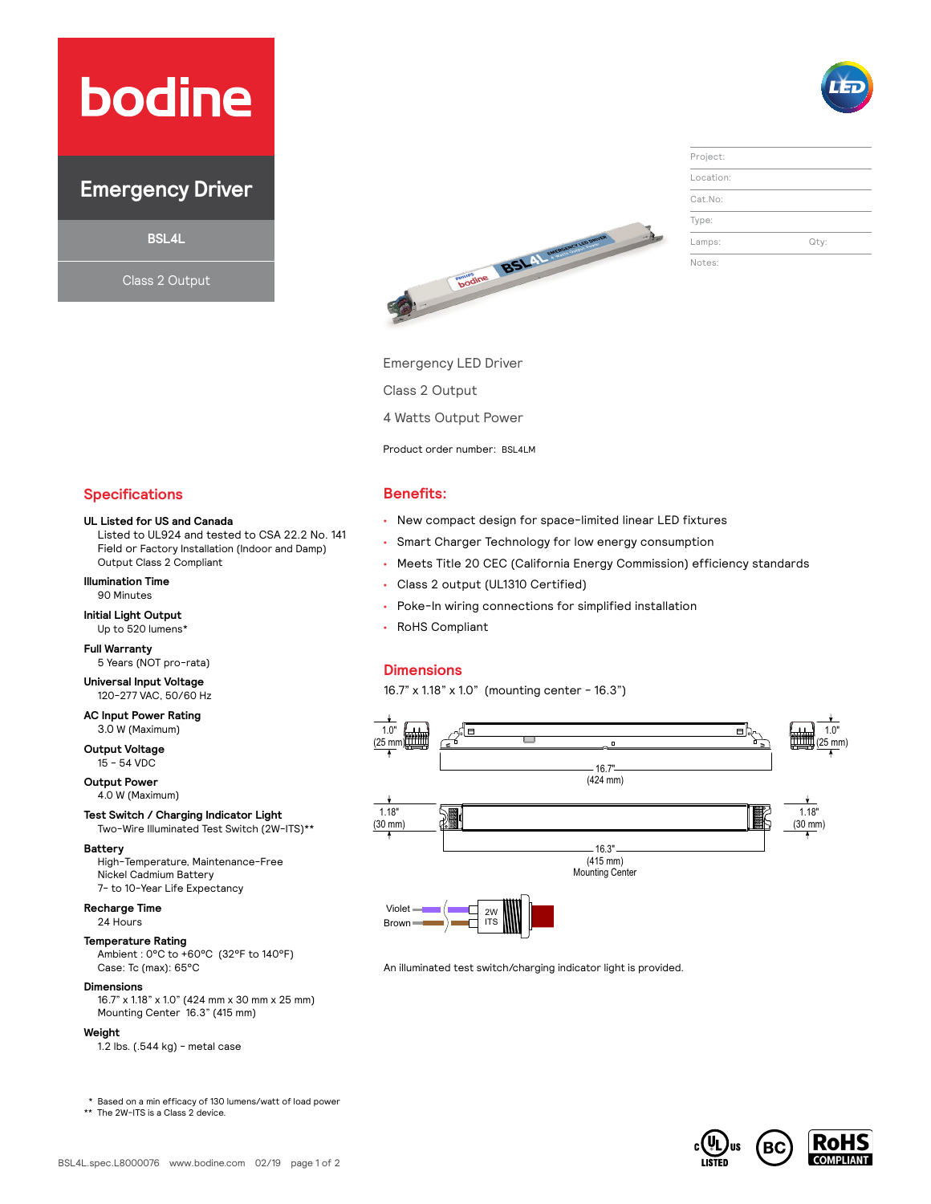# bodine

## Emergency Driver

**BSL4L**

Class 2 Output

| | |
|---|---|
| Project: | |
| Location: | |
| Cat.No: | |
| Type: | |
| Lamps: | Qty: |
| Notes: | |

Emergency LED Driver

Class 2 Output

4 Watts Output Power

Product order number: BSL4LM

## Specifications

**UL Listed for US and Canada**
Listed to UL924 and tested to CSA 22.2 No. 141
Field or Factory Installation (Indoor and Damp)
Output Class 2 Compliant

**Illumination Time**
90 Minutes

**Initial Light Output**
Up to 520 lumens*

**Full Warranty**
5 Years (NOT pro-rata)

**Universal Input Voltage**
120-277 VAC, 50/60 Hz

**AC Input Power Rating**
3.0 W (Maximum)

**Output Voltage**
15 - 54 VDC

**Output Power**
4.0 W (Maximum)

**Test Switch / Charging Indicator Light**
Two-Wire Illuminated Test Switch (2W-ITS)**

**Battery**
High-Temperature, Maintenance-Free
Nickel Cadmium Battery
7- to 10-Year Life Expectancy

**Recharge Time**
24 Hours

**Temperature Rating**
Ambient : 0°C to +60°C (32°F to 140°F)
Case: Tc (max): 65°C

**Dimensions**
16.7" x 1.18" x 1.0" (424 mm x 30 mm x 25 mm)
Mounting Center 16.3" (415 mm)

**Weight**
1.2 lbs. (.544 kg) - metal case

## Benefits:

- New compact design for space-limited linear LED fixtures
- Smart Charger Technology for low energy consumption
- Meets Title 20 CEC (California Energy Commission) efficiency standards
- Class 2 output (UL1310 Certified)
- Poke-In wiring connections for simplified installation
- RoHS Compliant

## Dimensions

16.7" x 1.18" x 1.0" (mounting center - 16.3")

1.0" (25 mm)
16.7" (424 mm)
1.0" (25 mm)
1.18" (30 mm)
16.3" (415 mm) Mounting Center
1.18" (30 mm)

Violet
Brown
2W ITS

An illuminated test switch/charging indicator light is provided.

\* Based on a min efficacy of 130 lumens/watt of load power
\*\* The 2W-ITS is a Class 2 device.

BSL4L.spec.L8000076 www.bodine.com 02/19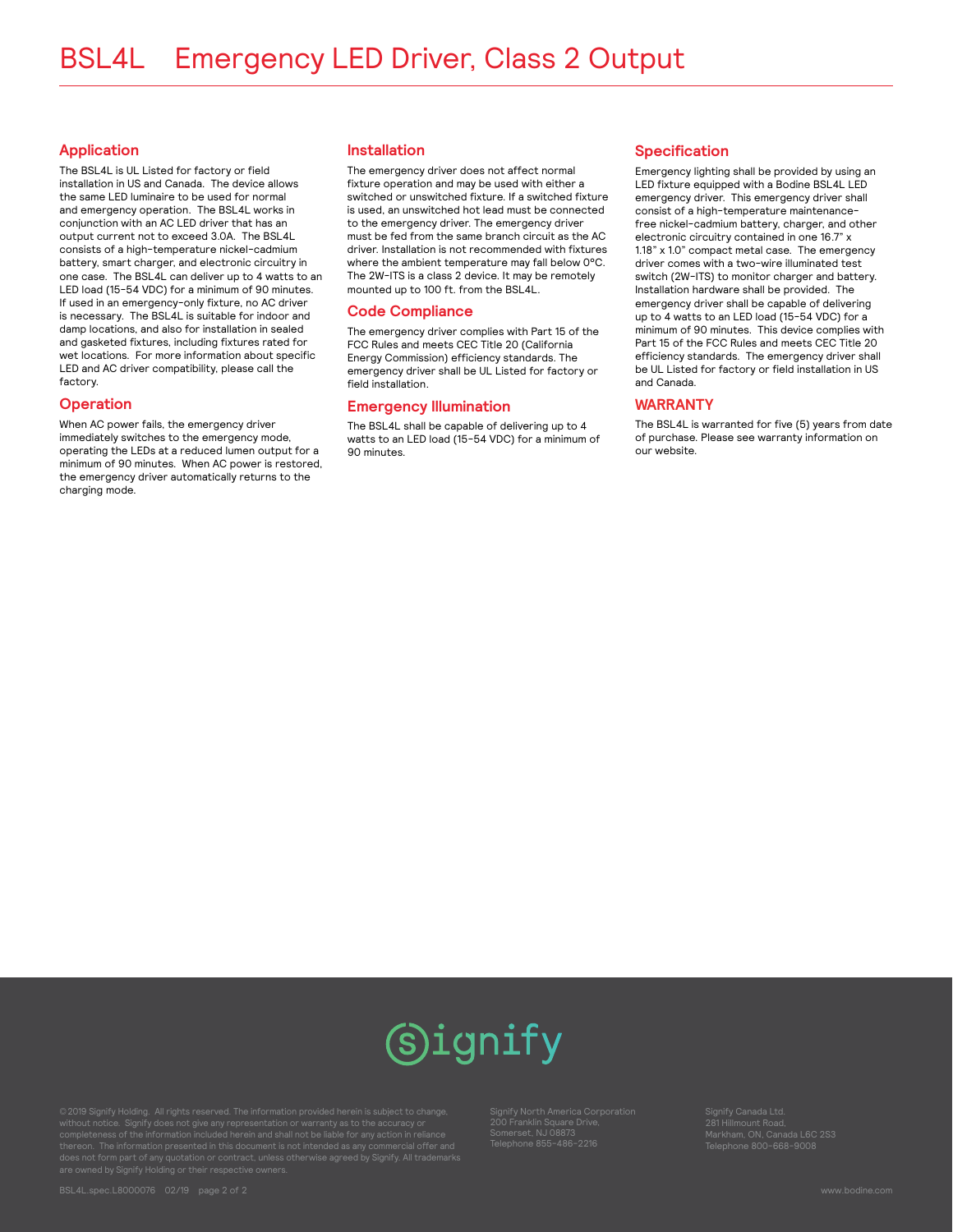# BSL4L Emergency LED Driver, Class 2 Output

## Application

The BSL4L is UL Listed for factory or field installation in US and Canada. The device allows the same LED luminaire to be used for normal and emergency operation. The BSL4L works in conjunction with an AC LED driver that has an output current not to exceed 3.0A. The BSL4L consists of a high-temperature nickel-cadmium battery, smart charger, and electronic circuitry in one case. The BSL4L can deliver up to 4 watts to an LED load (15-54 VDC) for a minimum of 90 minutes. If used in an emergency-only fixture, no AC driver is necessary. The BSL4L is suitable for indoor and damp locations, and also for installation in sealed and gasketed fixtures, including fixtures rated for wet locations. For more information about specific LED and AC driver compatibility, please call the factory.

## Operation

When AC power fails, the emergency driver immediately switches to the emergency mode, operating the LEDs at a reduced lumen output for a minimum of 90 minutes. When AC power is restored, the emergency driver automatically returns to the charging mode.

## Installation

The emergency driver does not affect normal fixture operation and may be used with either a switched or unswitched fixture. If a switched fixture is used, an unswitched hot lead must be connected to the emergency driver. The emergency driver must be fed from the same branch circuit as the AC driver. Installation is not recommended with fixtures where the ambient temperature may fall below 0°C. The 2W-ITS is a class 2 device. It may be remotely mounted up to 100 ft. from the BSL4L.

## Code Compliance

The emergency driver complies with Part 15 of the FCC Rules and meets CEC Title 20 (California Energy Commission) efficiency standards. The emergency driver shall be UL Listed for factory or field installation.

## Emergency Illumination

The BSL4L shall be capable of delivering up to 4 watts to an LED load (15-54 VDC) for a minimum of 90 minutes.

## Specification

Emergency lighting shall be provided by using an LED fixture equipped with a Bodine BSL4L LED emergency driver. This emergency driver shall consist of a high-temperature maintenance-free nickel-cadmium battery, charger, and other electronic circuitry contained in one 16.7" x 1.18" x 1.0" compact metal case. The emergency driver comes with a two-wire illuminated test switch (2W-ITS) to monitor charger and battery. Installation hardware shall be provided. The emergency driver shall be capable of delivering up to 4 watts to an LED load (15-54 VDC) for a minimum of 90 minutes. This device complies with Part 15 of the FCC Rules and meets CEC Title 20 efficiency standards. The emergency driver shall be UL Listed for factory or field installation in US and Canada.

## WARRANTY

The BSL4L is warranted for five (5) years from date of purchase. Please see warranty information on our website.

signify

© 2019 Signify Holding. All rights reserved. The information provided herein is subject to change, without notice. Signify does not give any representation or warranty as to the accuracy or completeness of the information included herein and shall not be liable for any action in reliance thereon. The information presented in this document is not intended as any commercial offer and does not form part of any quotation or contract, unless otherwise agreed by Signify. All trademarks are owned by Signify Holding or their respective owners.

Signify North America Corporation
200 Franklin Square Drive,
Somerset, NJ 08873
Telephone 855-486-2216

Signify Canada Ltd.
281 Hillmount Road,
Markham, ON, Canada L6C 2S3
Telephone 800-668-9008

BSL4L.spec.L8000076 02/19

www.bodine.com